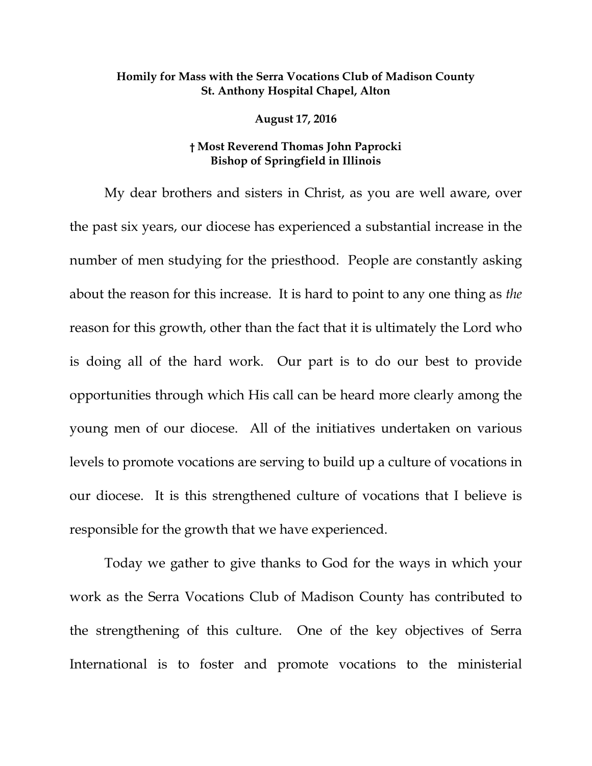**Homily for Mass with the Serra Vocations Club of Madison County**
**St. Anthony Hospital Chapel, Alton**

**August 17, 2016**

**† Most Reverend Thomas John Paprocki**
**Bishop of Springfield in Illinois**

My dear brothers and sisters in Christ, as you are well aware, over the past six years, our diocese has experienced a substantial increase in the number of men studying for the priesthood. People are constantly asking about the reason for this increase. It is hard to point to any one thing as *the* reason for this growth, other than the fact that it is ultimately the Lord who is doing all of the hard work. Our part is to do our best to provide opportunities through which His call can be heard more clearly among the young men of our diocese. All of the initiatives undertaken on various levels to promote vocations are serving to build up a culture of vocations in our diocese. It is this strengthened culture of vocations that I believe is responsible for the growth that we have experienced.

Today we gather to give thanks to God for the ways in which your work as the Serra Vocations Club of Madison County has contributed to the strengthening of this culture. One of the key objectives of Serra International is to foster and promote vocations to the ministerial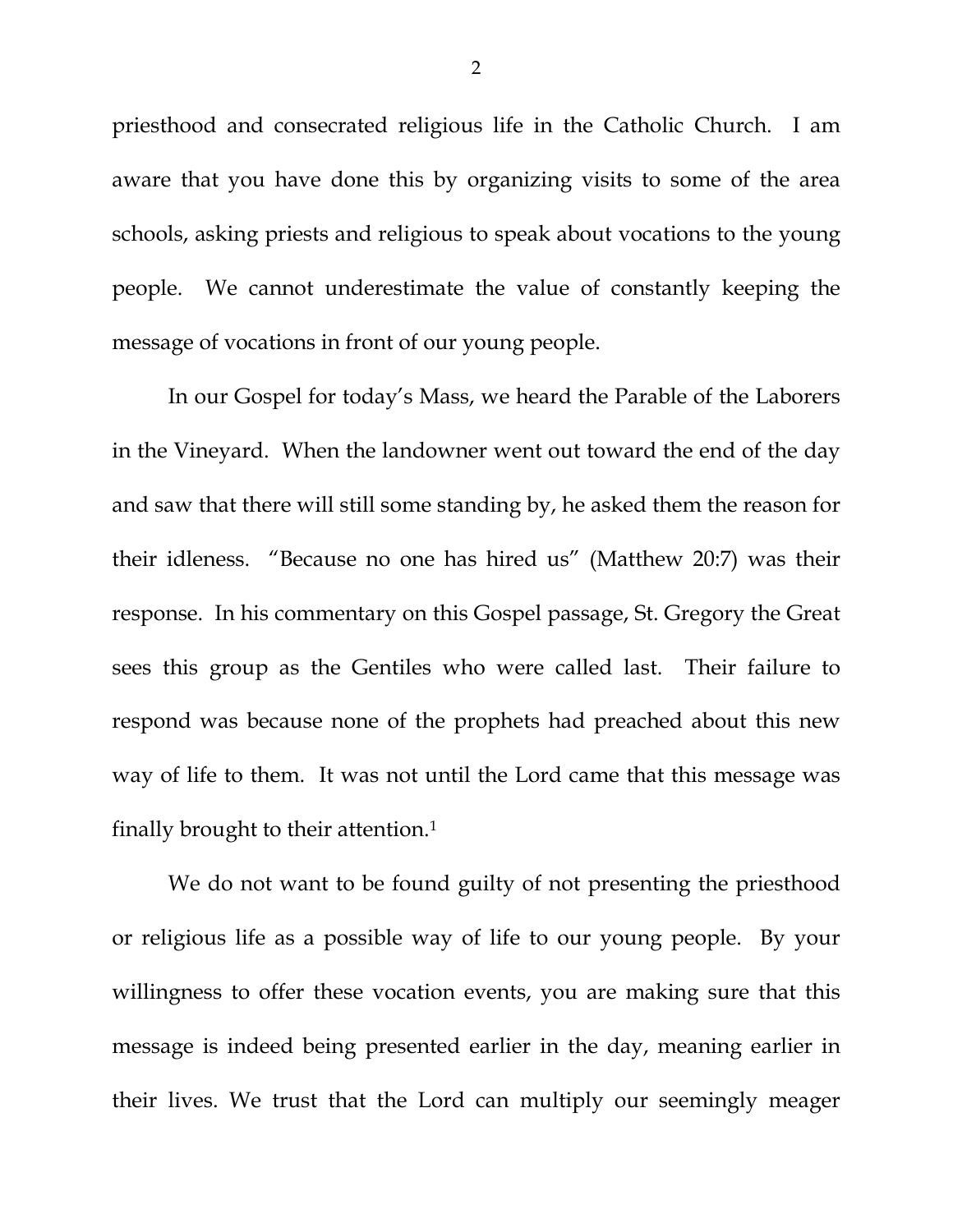priesthood and consecrated religious life in the Catholic Church. I am aware that you have done this by organizing visits to some of the area schools, asking priests and religious to speak about vocations to the young people. We cannot underestimate the value of constantly keeping the message of vocations in front of our young people.

In our Gospel for today's Mass, we heard the Parable of the Laborers in the Vineyard. When the landowner went out toward the end of the day and saw that there will still some standing by, he asked them the reason for their idleness. "Because no one has hired us" (Matthew 20:7) was their response. In his commentary on this Gospel passage, St. Gregory the Great sees this group as the Gentiles who were called last. Their failure to respond was because none of the prophets had preached about this new way of life to them. It was not until the Lord came that this message was finally brought to their attention.[1]

We do not want to be found guilty of not presenting the priesthood or religious life as a possible way of life to our young people. By your willingness to offer these vocation events, you are making sure that this message is indeed being presented earlier in the day, meaning earlier in their lives. We trust that the Lord can multiply our seemingly meager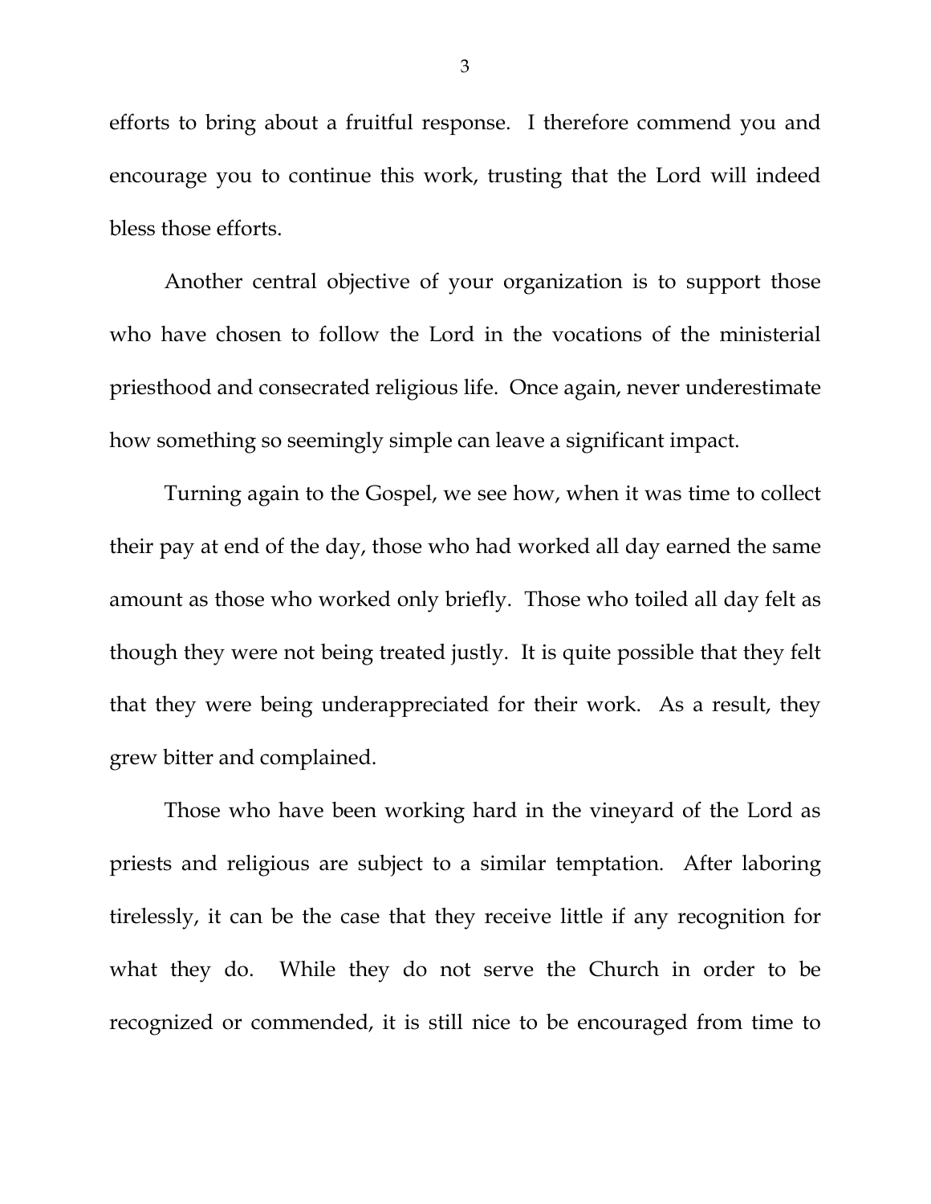efforts to bring about a fruitful response. I therefore commend you and encourage you to continue this work, trusting that the Lord will indeed bless those efforts.

Another central objective of your organization is to support those who have chosen to follow the Lord in the vocations of the ministerial priesthood and consecrated religious life. Once again, never underestimate how something so seemingly simple can leave a significant impact.

Turning again to the Gospel, we see how, when it was time to collect their pay at end of the day, those who had worked all day earned the same amount as those who worked only briefly. Those who toiled all day felt as though they were not being treated justly. It is quite possible that they felt that they were being underappreciated for their work. As a result, they grew bitter and complained.

Those who have been working hard in the vineyard of the Lord as priests and religious are subject to a similar temptation. After laboring tirelessly, it can be the case that they receive little if any recognition for what they do. While they do not serve the Church in order to be recognized or commended, it is still nice to be encouraged from time to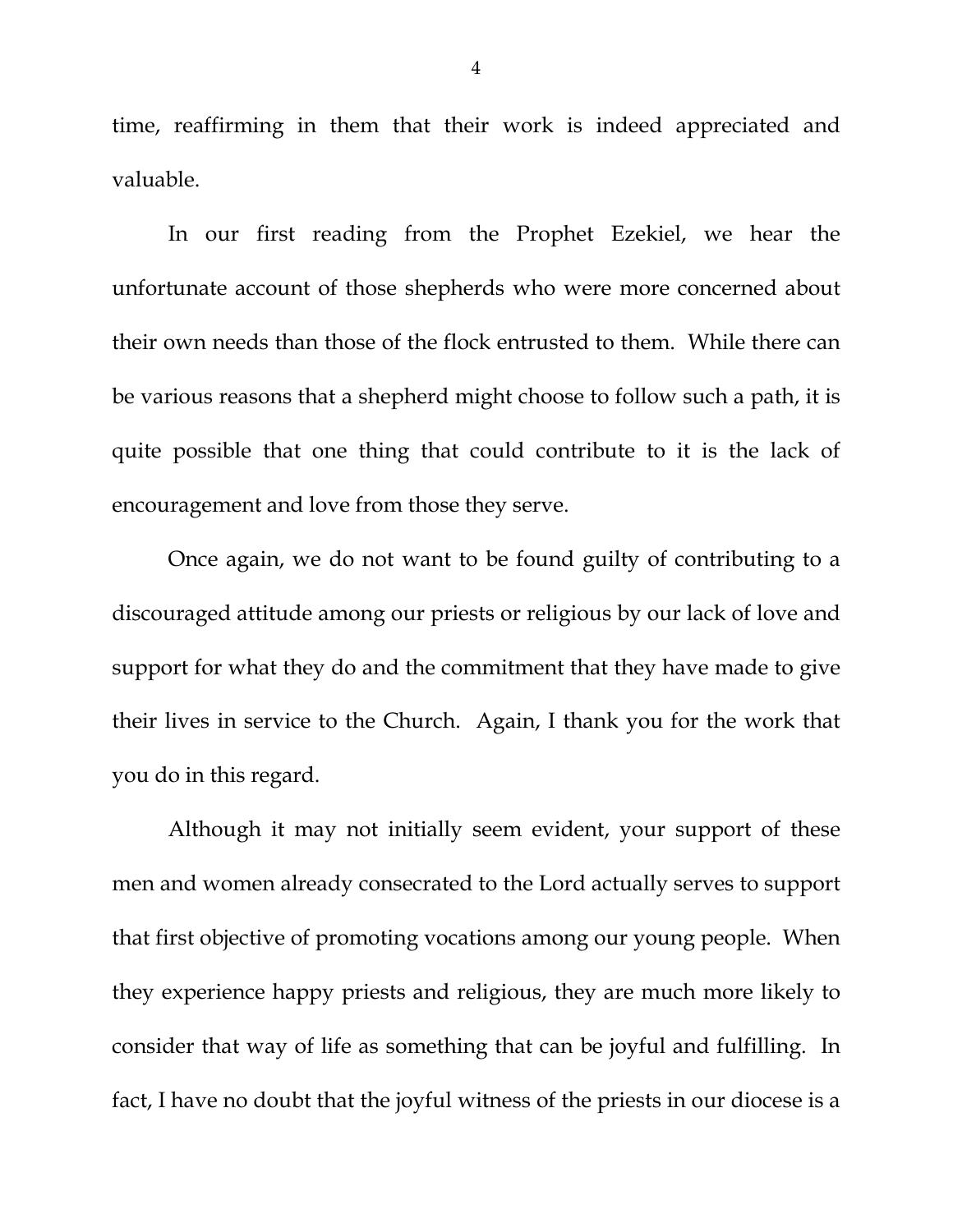time, reaffirming in them that their work is indeed appreciated and valuable.

In our first reading from the Prophet Ezekiel, we hear the unfortunate account of those shepherds who were more concerned about their own needs than those of the flock entrusted to them. While there can be various reasons that a shepherd might choose to follow such a path, it is quite possible that one thing that could contribute to it is the lack of encouragement and love from those they serve.

Once again, we do not want to be found guilty of contributing to a discouraged attitude among our priests or religious by our lack of love and support for what they do and the commitment that they have made to give their lives in service to the Church. Again, I thank you for the work that you do in this regard.

Although it may not initially seem evident, your support of these men and women already consecrated to the Lord actually serves to support that first objective of promoting vocations among our young people. When they experience happy priests and religious, they are much more likely to consider that way of life as something that can be joyful and fulfilling. In fact, I have no doubt that the joyful witness of the priests in our diocese is a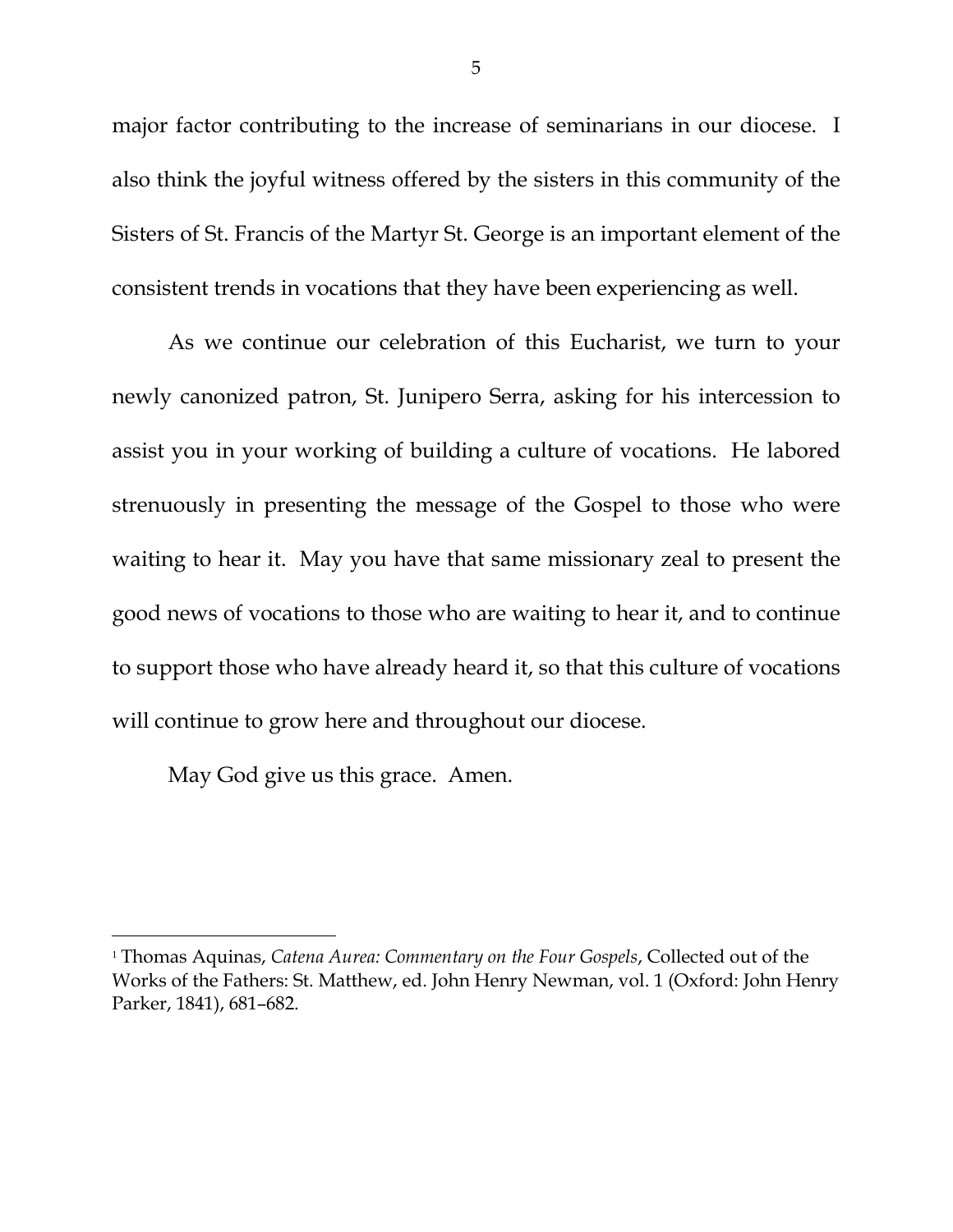major factor contributing to the increase of seminarians in our diocese. I also think the joyful witness offered by the sisters in this community of the Sisters of St. Francis of the Martyr St. George is an important element of the consistent trends in vocations that they have been experiencing as well.

As we continue our celebration of this Eucharist, we turn to your newly canonized patron, St. Junipero Serra, asking for his intercession to assist you in your working of building a culture of vocations. He labored strenuously in presenting the message of the Gospel to those who were waiting to hear it. May you have that same missionary zeal to present the good news of vocations to those who are waiting to hear it, and to continue to support those who have already heard it, so that this culture of vocations will continue to grow here and throughout our diocese.

May God give us this grace. Amen.

---

[1] Thomas Aquinas, *Catena Aurea: Commentary on the Four Gospels*, Collected out of the Works of the Fathers: St. Matthew, ed. John Henry Newman, vol. 1 (Oxford: John Henry Parker, 1841), 681–682.